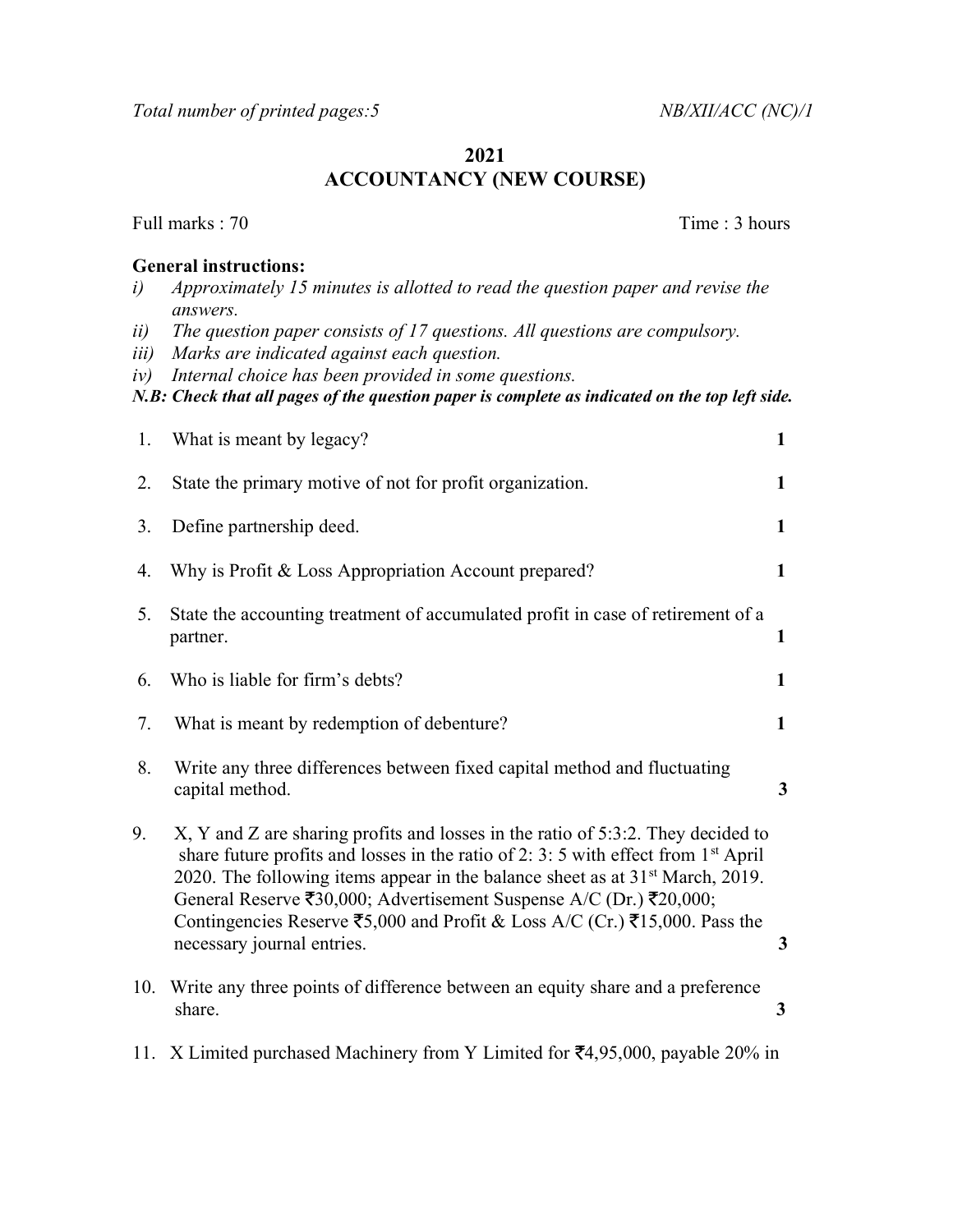*Total number of printed pages:5* *NB/XII/ACC (NC)/1*

# 2021
# ACCOUNTANCY (NEW COURSE)

Full marks : 70 Time : 3 hours

**General instructions:**

*i) Approximately 15 minutes is allotted to read the question paper and revise the answers.*
*ii) The question paper consists of 17 questions. All questions are compulsory.*
*iii) Marks are indicated against each question.*
*iv) Internal choice has been provided in some questions.*

***N.B: Check that all pages of the question paper is complete as indicated on the top left side.***

1. What is meant by legacy? **1**

2. State the primary motive of not for profit organization. **1**

3. Define partnership deed. **1**

4. Why is Profit & Loss Appropriation Account prepared? **1**

5. State the accounting treatment of accumulated profit in case of retirement of a partner. **1**

6. Who is liable for firm's debts? **1**

7. What is meant by redemption of debenture? **1**

8. Write any three differences between fixed capital method and fluctuating capital method. **3**

9. X, Y and Z are sharing profits and losses in the ratio of 5:3:2. They decided to share future profits and losses in the ratio of 2: 3: 5 with effect from 1st April 2020. The following items appear in the balance sheet as at 31st March, 2019. General Reserve ₹30,000; Advertisement Suspense A/C (Dr.) ₹20,000; Contingencies Reserve ₹5,000 and Profit & Loss A/C (Cr.) ₹15,000. Pass the necessary journal entries. **3**

10. Write any three points of difference between an equity share and a preference share. **3**

11. X Limited purchased Machinery from Y Limited for ₹4,95,000, payable 20% in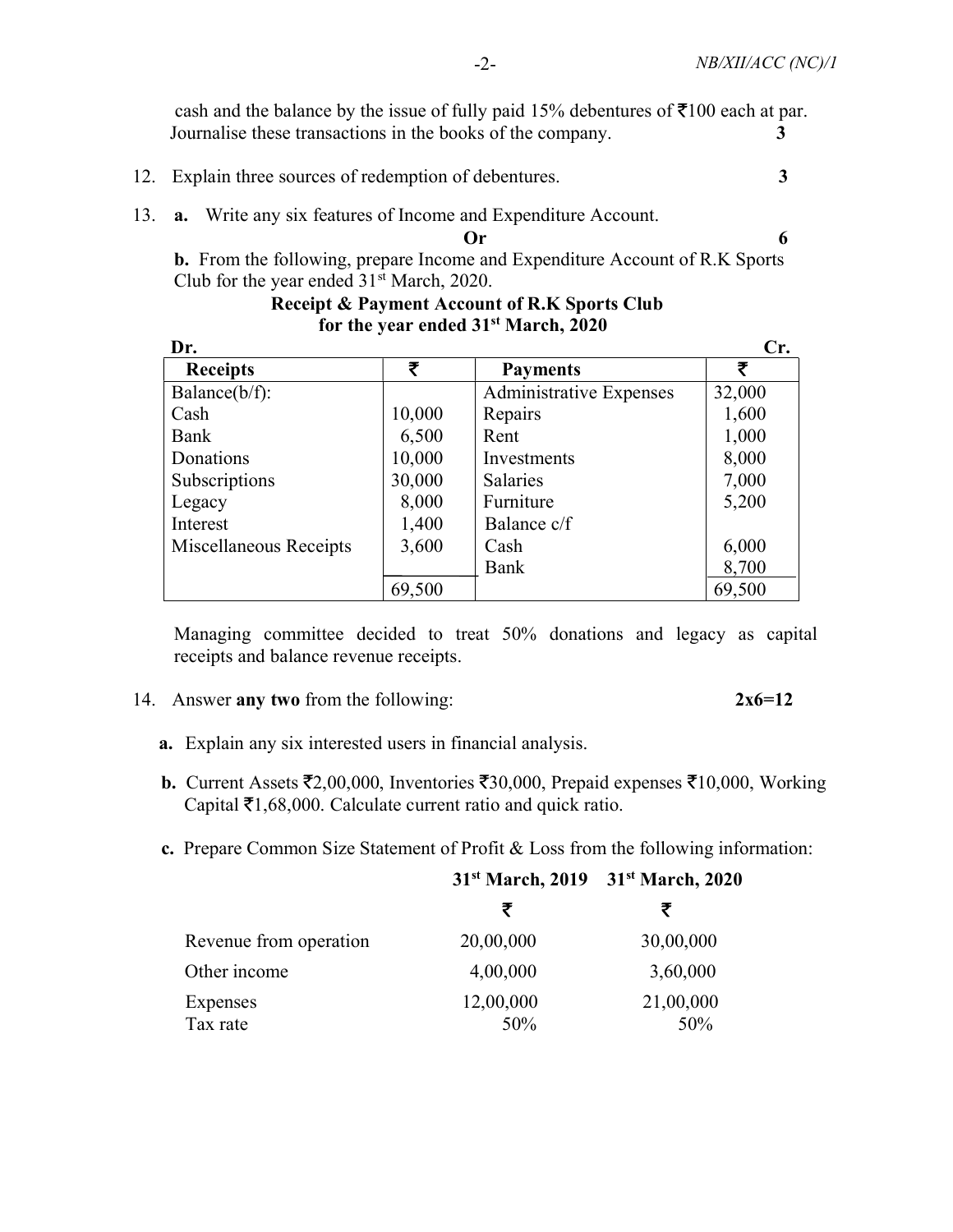cash and the balance by the issue of fully paid 15% debentures of ₹100 each at par. Journalise these transactions in the books of the company. **3**

12. Explain three sources of redemption of debentures. **3**

13. **a.** Write any six features of Income and Expenditure Account.

**Or** **6**

**b.** From the following, prepare Income and Expenditure Account of R.K Sports Club for the year ended 31st March, 2020.

**Receipt & Payment Account of R.K Sports Club for the year ended 31st March, 2020**

**Dr.** **Cr.**

| Receipts | ₹ | Payments | ₹ |
|---|---|---|---|
| Balance(b/f): | | Administrative Expenses | 32,000 |
| Cash | 10,000 | Repairs | 1,600 |
| Bank | 6,500 | Rent | 1,000 |
| Donations | 10,000 | Investments | 8,000 |
| Subscriptions | 30,000 | Salaries | 7,000 |
| Legacy | 8,000 | Furniture | 5,200 |
| Interest | 1,400 | Balance c/f | |
| Miscellaneous Receipts | 3,600 | Cash | 6,000 |
| | | Bank | 8,700 |
| | 69,500 | | 69,500 |

Managing committee decided to treat 50% donations and legacy as capital receipts and balance revenue receipts.

14. Answer **any two** from the following: **2x6=12**

**a.** Explain any six interested users in financial analysis.

**b.** Current Assets ₹2,00,000, Inventories ₹30,000, Prepaid expenses ₹10,000, Working Capital ₹1,68,000. Calculate current ratio and quick ratio.

**c.** Prepare Common Size Statement of Profit & Loss from the following information:

| | 31st March, 2019 | 31st March, 2020 |
|---|---|---|
| | ₹ | ₹ |
| Revenue from operation | 20,00,000 | 30,00,000 |
| Other income | 4,00,000 | 3,60,000 |
| Expenses | 12,00,000 | 21,00,000 |
| Tax rate | 50% | 50% |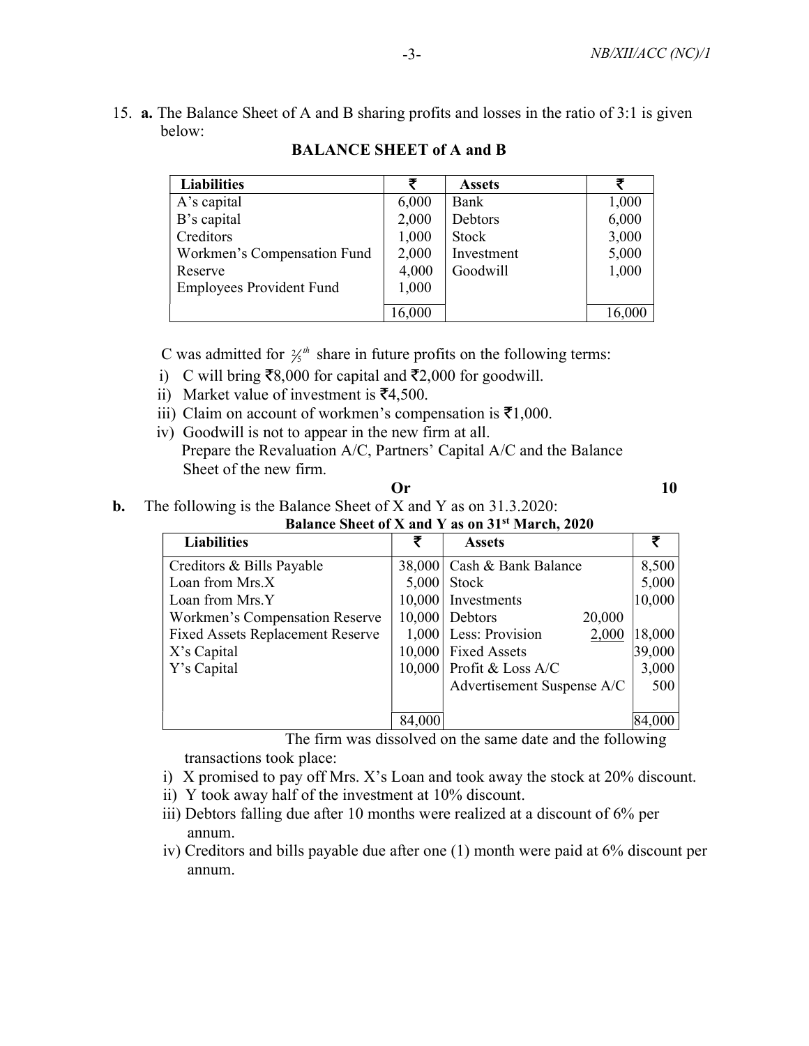15. **a.** The Balance Sheet of A and B sharing profits and losses in the ratio of 3:1 is given below:

**BALANCE SHEET of A and B**

| Liabilities | ₹ | Assets | ₹ |
|---|---|---|---|
| A's capital | 6,000 | Bank | 1,000 |
| B's capital | 2,000 | Debtors | 6,000 |
| Creditors | 1,000 | Stock | 3,000 |
| Workmen's Compensation Fund | 2,000 | Investment | 5,000 |
| Reserve | 4,000 | Goodwill | 1,000 |
| Employees Provident Fund | 1,000 | | |
| | 16,000 | | 16,000 |

C was admitted for $\frac{2}{5}^{th}$ share in future profits on the following terms:

i) C will bring ₹8,000 for capital and ₹2,000 for goodwill.
ii) Market value of investment is ₹4,500.
iii) Claim on account of workmen's compensation is ₹1,000.
iv) Goodwill is not to appear in the new firm at all.
Prepare the Revaluation A/C, Partners' Capital A/C and the Balance Sheet of the new firm.

**Or** **10**

**b.** The following is the Balance Sheet of X and Y as on 31.3.2020:

**Balance Sheet of X and Y as on 31st March, 2020**

| Liabilities | ₹ | Assets | | ₹ |
|---|---|---|---|---|
| Creditors & Bills Payable | 38,000 | Cash & Bank Balance | | 8,500 |
| Loan from Mrs.X | 5,000 | Stock | | 5,000 |
| Loan from Mrs.Y | 10,000 | Investments | | 10,000 |
| Workmen's Compensation Reserve | 10,000 | Debtors | 20,000 | |
| Fixed Assets Replacement Reserve | 1,000 | Less: Provision | 2,000 | 18,000 |
| X's Capital | 10,000 | Fixed Assets | | 39,000 |
| Y's Capital | 10,000 | Profit & Loss A/C | | 3,000 |
| | | Advertisement Suspense A/C | | 500 |
| | 84,000 | | | 84,000 |

The firm was dissolved on the same date and the following transactions took place:

i) X promised to pay off Mrs. X's Loan and took away the stock at 20% discount.
ii) Y took away half of the investment at 10% discount.
iii) Debtors falling due after 10 months were realized at a discount of 6% per annum.
iv) Creditors and bills payable due after one (1) month were paid at 6% discount per annum.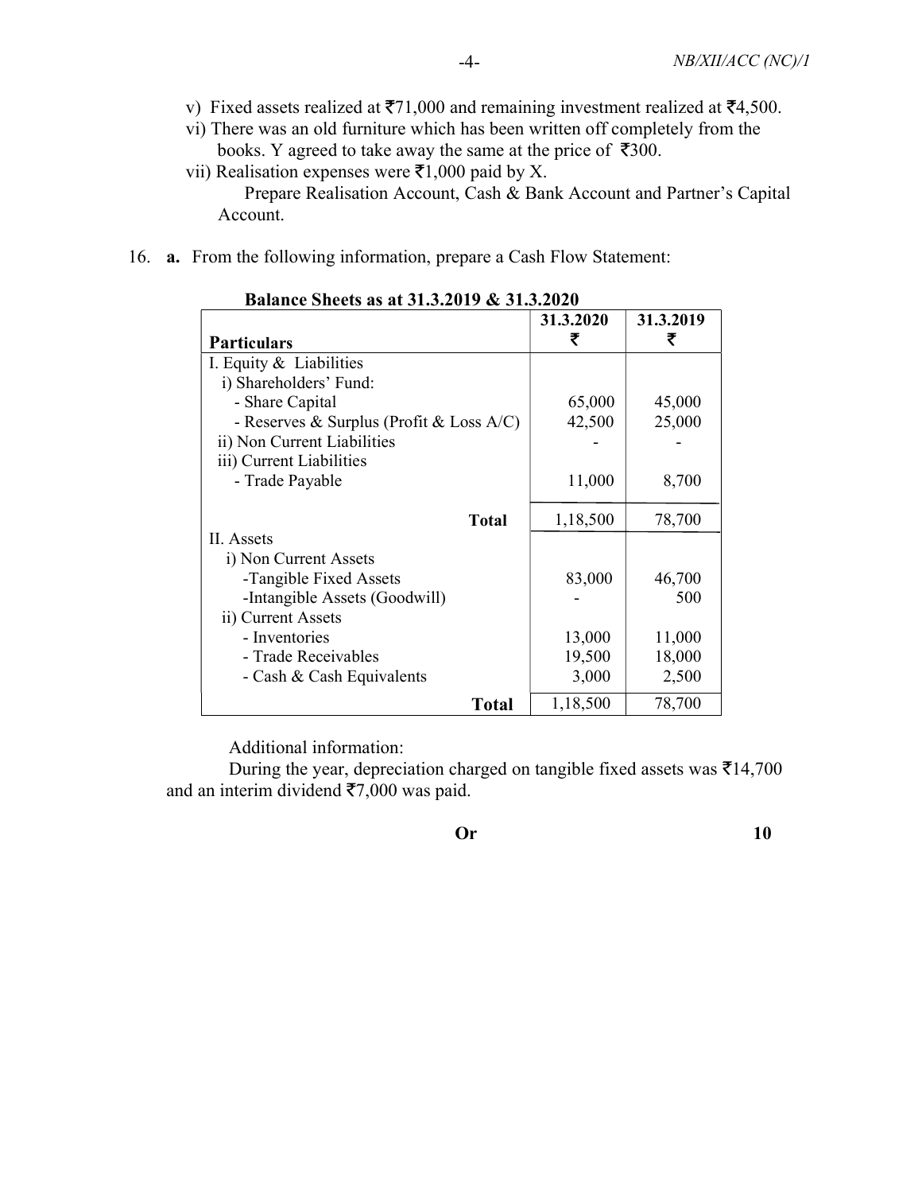v) Fixed assets realized at ₹71,000 and remaining investment realized at ₹4,500.

vi) There was an old furniture which has been written off completely from the books. Y agreed to take away the same at the price of ₹300.

vii) Realisation expenses were ₹1,000 paid by X.

Prepare Realisation Account, Cash & Bank Account and Partner's Capital Account.

16. **a.** From the following information, prepare a Cash Flow Statement:

**Balance Sheets as at 31.3.2019 & 31.3.2020**

| **Particulars** | **31.3.2020 ₹** | **31.3.2019 ₹** |
|---|---|---|
| I. Equity & Liabilities | | |
| i) Shareholders' Fund: | | |
| - Share Capital | 65,000 | 45,000 |
| - Reserves & Surplus (Profit & Loss A/C) | 42,500 | 25,000 |
| ii) Non Current Liabilities | - | - |
| iii) Current Liabilities | | |
| - Trade Payable | 11,000 | 8,700 |
| **Total** | 1,18,500 | 78,700 |
| II. Assets | | |
| i) Non Current Assets | | |
| -Tangible Fixed Assets | 83,000 | 46,700 |
| -Intangible Assets (Goodwill) | - | 500 |
| ii) Current Assets | | |
| - Inventories | 13,000 | 11,000 |
| - Trade Receivables | 19,500 | 18,000 |
| - Cash & Cash Equivalents | 3,000 | 2,500 |
| **Total** | 1,18,500 | 78,700 |

Additional information:

During the year, depreciation charged on tangible fixed assets was ₹14,700 and an interim dividend ₹7,000 was paid.

**Or** **10**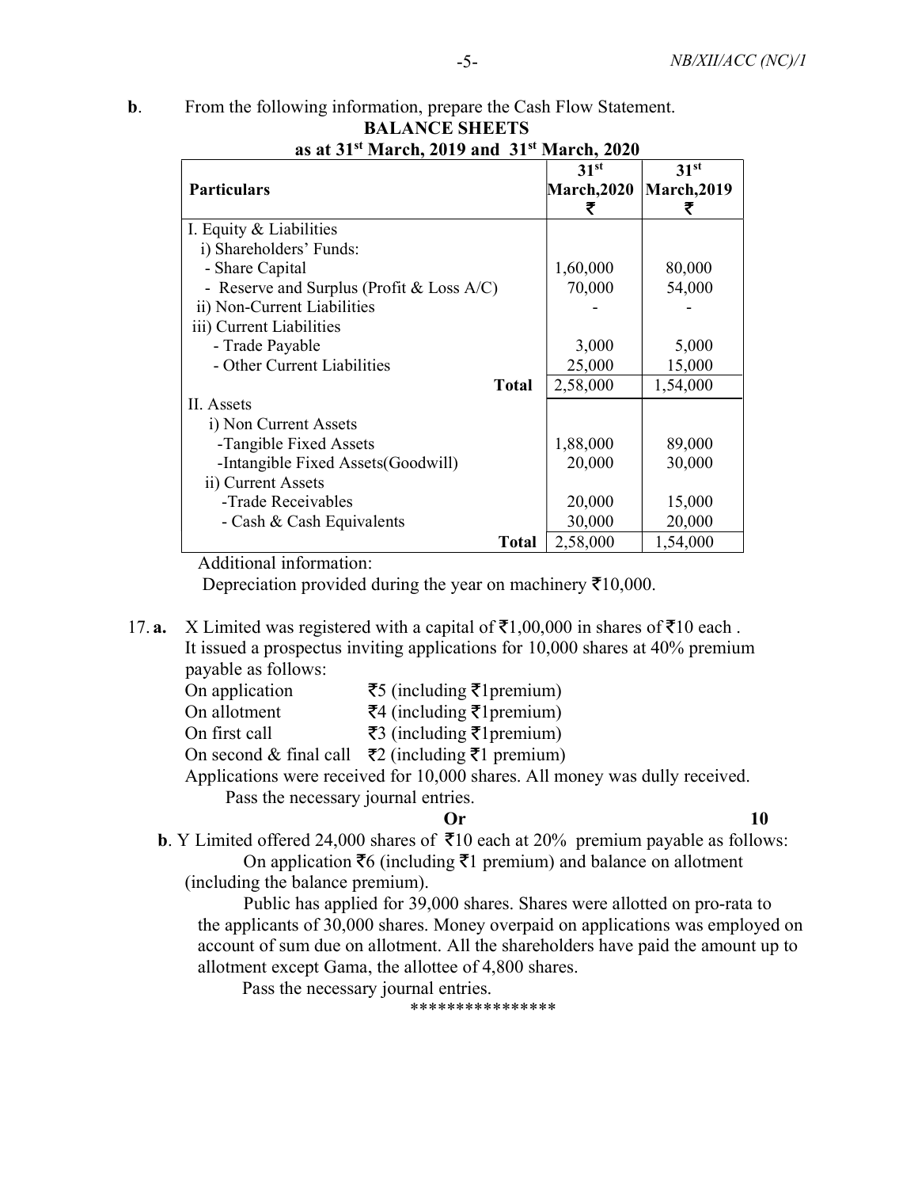**b**. From the following information, prepare the Cash Flow Statement.

**BALANCE SHEETS**
**as at 31st March, 2019 and 31st March, 2020**

| **Particulars** | **31st March,2020 ₹** | **31st March,2019 ₹** |
|---|---|---|
| I. Equity & Liabilities | | |
| i) Shareholders' Funds: | | |
| - Share Capital | 1,60,000 | 80,000 |
| - Reserve and Surplus (Profit & Loss A/C) | 70,000 | 54,000 |
| ii) Non-Current Liabilities | - | - |
| iii) Current Liabilities | | |
| - Trade Payable | 3,000 | 5,000 |
| - Other Current Liabilities | 25,000 | 15,000 |
| **Total** | 2,58,000 | 1,54,000 |
| II. Assets | | |
| i) Non Current Assets | | |
| -Tangible Fixed Assets | 1,88,000 | 89,000 |
| -Intangible Fixed Assets(Goodwill) | 20,000 | 30,000 |
| ii) Current Assets | | |
| -Trade Receivables | 20,000 | 15,000 |
| - Cash & Cash Equivalents | 30,000 | 20,000 |
| **Total** | 2,58,000 | 1,54,000 |

Additional information:

Depreciation provided during the year on machinery ₹10,000.

17. **a.** X Limited was registered with a capital of ₹1,00,000 in shares of ₹10 each . It issued a prospectus inviting applications for 10,000 shares at 40% premium payable as follows:

| | |
|---|---|
| On application | ₹5 (including ₹1premium) |
| On allotment | ₹4 (including ₹1premium) |
| On first call | ₹3 (including ₹1premium) |
| On second & final call | ₹2 (including ₹1 premium) |

Applications were received for 10,000 shares. All money was dully received.

Pass the necessary journal entries.

**Or** **10**

**b**. Y Limited offered 24,000 shares of ₹10 each at 20% premium payable as follows:

On application ₹6 (including ₹1 premium) and balance on allotment (including the balance premium).

Public has applied for 39,000 shares. Shares were allotted on pro-rata to the applicants of 30,000 shares. Money overpaid on applications was employed on account of sum due on allotment. All the shareholders have paid the amount up to allotment except Gama, the allottee of 4,800 shares.

Pass the necessary journal entries.

\*\*\*\*\*\*\*\*\*\*\*\*\*\*\*\*